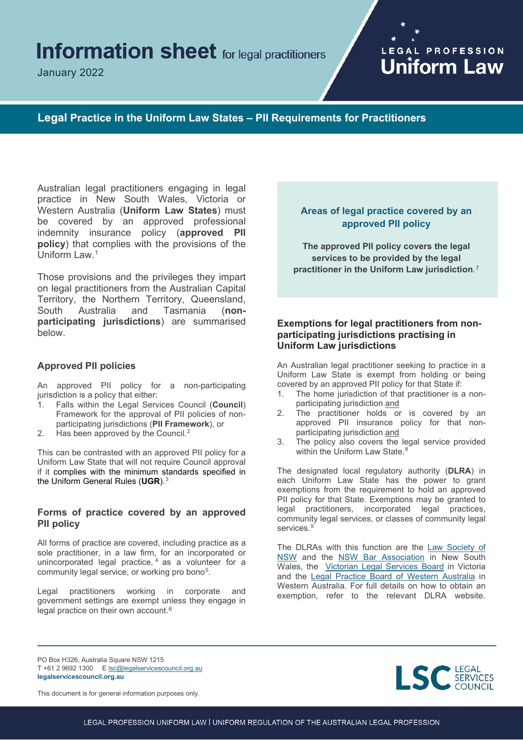# Information sheet for legal practitioners

January 2022

LEGAL PROFESSION Uniform Law

## Legal Practice in the Uniform Law States – PII Requirements for Practitioners

Australian legal practitioners engaging in legal practice in New South Wales, Victoria or Western Australia (**Uniform Law States**) must be covered by an approved professional indemnity insurance policy (**approved PII policy**) that complies with the provisions of the Uniform Law.[1]

Those provisions and the privileges they impart on legal practitioners from the Australian Capital Territory, the Northern Territory, Queensland, South Australia and Tasmania (**non-participating jurisdictions**) are summarised below.

### Approved PII policies

An approved PII policy for a non-participating jurisdiction is a policy that either:

1. Falls within the Legal Services Council (**Council**) Framework for the approval of PII policies of non-participating jurisdictions (**PII Framework**), or
2. Has been approved by the Council.[2]

This can be contrasted with an approved PII policy for a Uniform Law State that will not require Council approval if it complies with the minimum standards specified in the Uniform General Rules (**UGR**).[3]

### Forms of practice covered by an approved PII policy

All forms of practice are covered, including practice as a sole practitioner, in a law firm, for an incorporated or unincorporated legal practice,[4] as a volunteer for a community legal service, or working pro bono[5].

Legal practitioners working in corporate and government settings are exempt unless they engage in legal practice on their own account.[6]

### Areas of legal practice covered by an approved PII policy

**The approved PII policy covers the legal services to be provided by the legal practitioner in the Uniform Law jurisdiction**.[7]

### Exemptions for legal practitioners from non-participating jurisdictions practising in Uniform Law jurisdictions

An Australian legal practitioner seeking to practice in a Uniform Law State is exempt from holding or being covered by an approved PII policy for that State if:

1. The home jurisdiction of that practitioner is a non-participating jurisdiction and
2. The practitioner holds or is covered by an approved PII insurance policy for that non-participating jurisdiction and
3. The policy also covers the legal service provided within the Uniform Law State.[8]

The designated local regulatory authority (**DLRA**) in each Uniform Law State has the power to grant exemptions from the requirement to hold an approved PII policy for that State. Exemptions may be granted to legal practitioners, incorporated legal practices, community legal services, or classes of community legal services.[9]

The DLRAs with this function are the Law Society of NSW and the NSW Bar Association in New South Wales, the Victorian Legal Services Board in Victoria and the Legal Practice Board of Western Australia in Western Australia. For full details on how to obtain an exemption, refer to the relevant DLRA website.

PO Box H326, Australia Square NSW 1215
T +61 2 9692 1300 E lsc@legalservicescouncil.org.au
**legalservicescouncil.org.au**

This document is for general information purposes only.

LSC LEGAL SERVICES COUNCIL

LEGAL PROFESSION UNIFORM LAW | UNIFORM REGULATION OF THE AUSTRALIAN LEGAL PROFESSION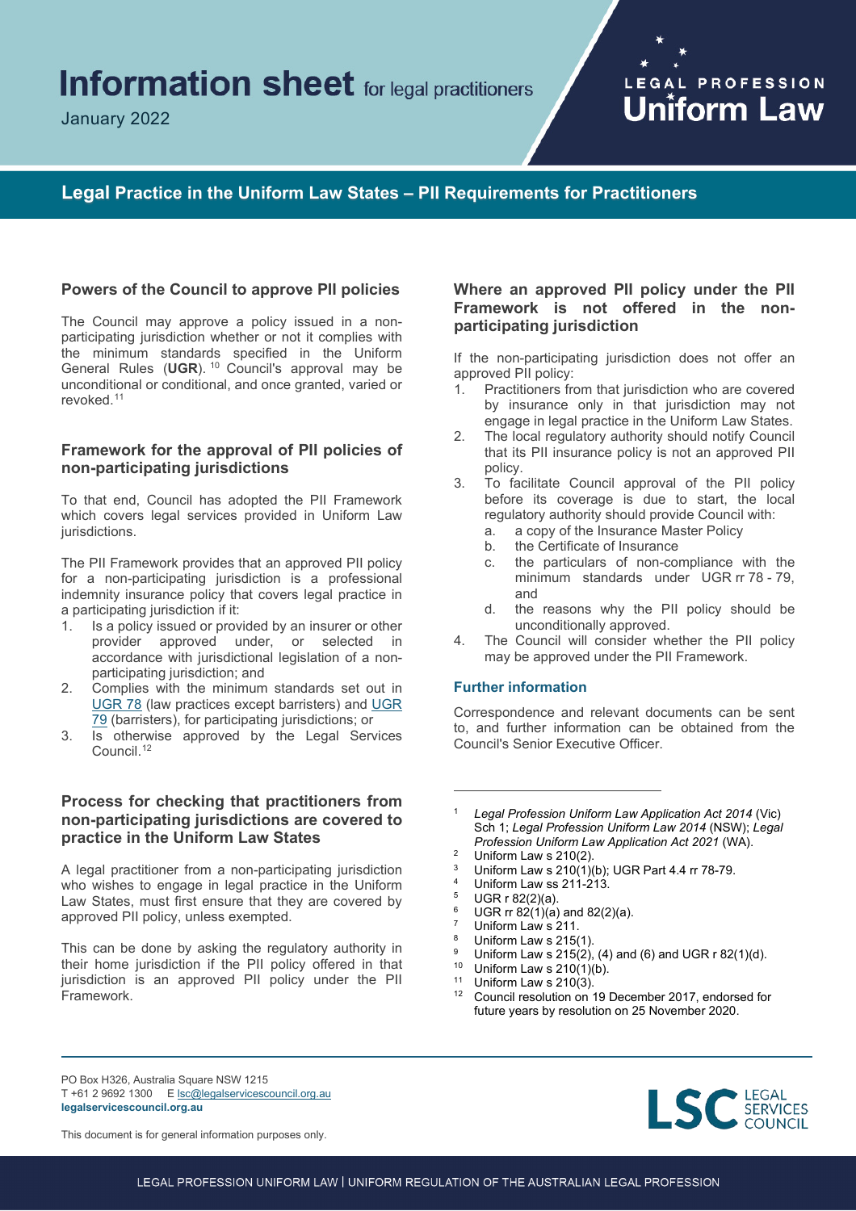## Powers of the Council to approve PII policies

The Council may approve a policy issued in a non-participating jurisdiction whether or not it complies with the minimum standards specified in the Uniform General Rules (**UGR**).[10] Council's approval may be unconditional or conditional, and once granted, varied or revoked.[11]

## Framework for the approval of PII policies of non-participating jurisdictions

To that end, Council has adopted the PII Framework which covers legal services provided in Uniform Law jurisdictions.

The PII Framework provides that an approved PII policy for a non-participating jurisdiction is a professional indemnity insurance policy that covers legal practice in a participating jurisdiction if it:

1. Is a policy issued or provided by an insurer or other provider approved under, or selected in accordance with jurisdictional legislation of a non-participating jurisdiction; and
2. Complies with the minimum standards set out in UGR 78 (law practices except barristers) and UGR 79 (barristers), for participating jurisdictions; or
3. Is otherwise approved by the Legal Services Council.[12]

## Process for checking that practitioners from non-participating jurisdictions are covered to practice in the Uniform Law States

A legal practitioner from a non-participating jurisdiction who wishes to engage in legal practice in the Uniform Law States, must first ensure that they are covered by approved PII policy, unless exempted.

This can be done by asking the regulatory authority in their home jurisdiction if the PII policy offered in that jurisdiction is an approved PII policy under the PII Framework.

## Where an approved PII policy under the PII Framework is not offered in the non-participating jurisdiction

If the non-participating jurisdiction does not offer an approved PII policy:

1. Practitioners from that jurisdiction who are covered by insurance only in that jurisdiction may not engage in legal practice in the Uniform Law States.
2. The local regulatory authority should notify Council that its PII insurance policy is not an approved PII policy.
3. To facilitate Council approval of the PII policy before its coverage is due to start, the local regulatory authority should provide Council with:
   a. a copy of the Insurance Master Policy
   b. the Certificate of Insurance
   c. the particulars of non-compliance with the minimum standards under UGR rr 78 - 79, and
   d. the reasons why the PII policy should be unconditionally approved.
4. The Council will consider whether the PII policy may be approved under the PII Framework.

### Further information

Correspondence and relevant documents can be sent to, and further information can be obtained from the Council's Senior Executive Officer.

---

[1] *Legal Profession Uniform Law Application Act 2014* (Vic) Sch 1; *Legal Profession Uniform Law 2014* (NSW); *Legal Profession Uniform Law Application Act 2021* (WA).
[2] Uniform Law s 210(2).
[3] Uniform Law s 210(1)(b); UGR Part 4.4 rr 78-79.
[4] Uniform Law ss 211-213.
[5] UGR r 82(2)(a).
[6] UGR rr 82(1)(a) and 82(2)(a).
[7] Uniform Law s 211.
[8] Uniform Law s 215(1).
[9] Uniform Law s 215(2), (4) and (6) and UGR r 82(1)(d).
[10] Uniform Law s 210(1)(b).
[11] Uniform Law s 210(3).
[12] Council resolution on 19 December 2017, endorsed for future years by resolution on 25 November 2020.

PO Box H326, Australia Square NSW 1215
T +61 2 9692 1300 E lsc@legalservicescouncil.org.au
**legalservicescouncil.org.au**

This document is for general information purposes only.